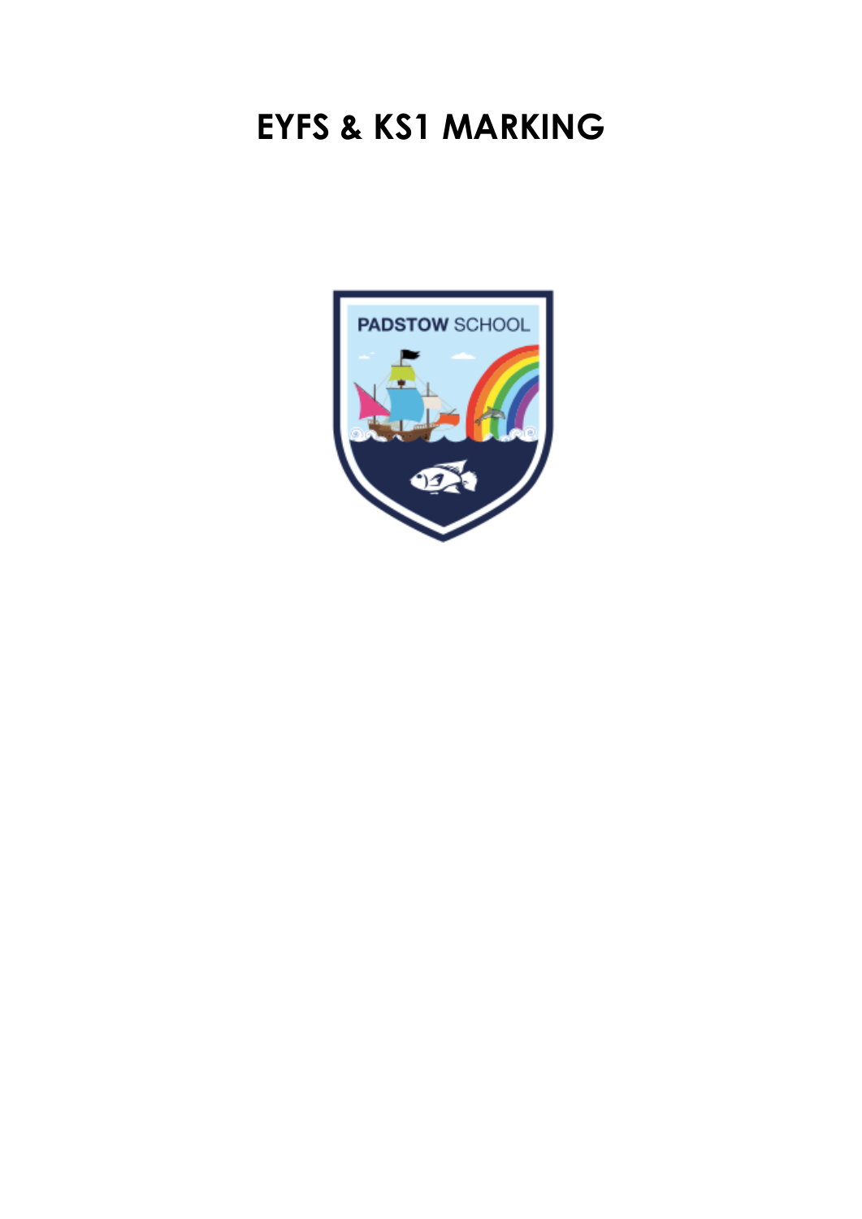# EYFS & KS1 MARKING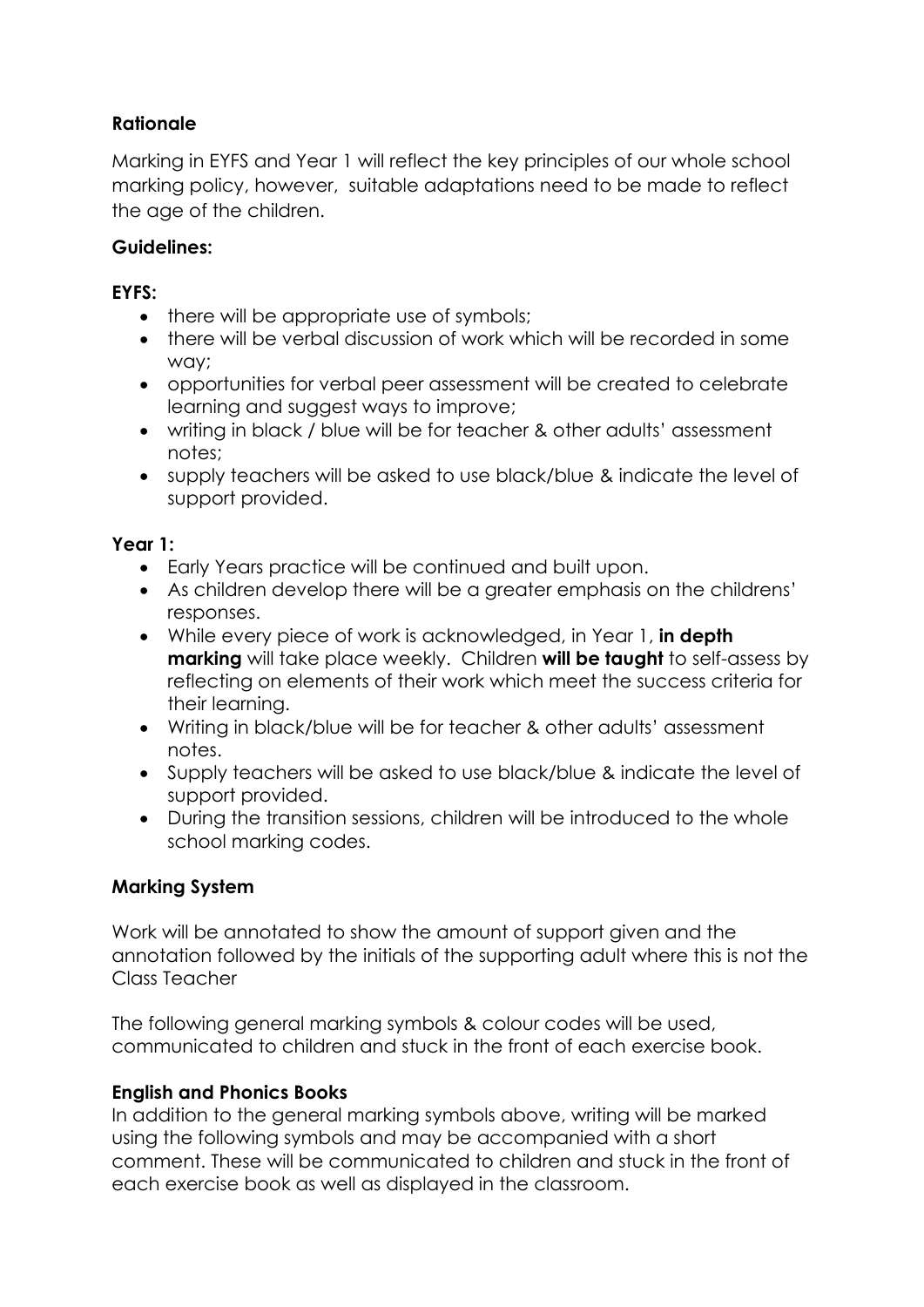**Rationale**

Marking in EYFS and Year 1 will reflect the key principles of our whole school marking policy, however, suitable adaptations need to be made to reflect the age of the children.

**Guidelines:**

**EYFS:**

- there will be appropriate use of symbols;
- there will be verbal discussion of work which will be recorded in some way;
- opportunities for verbal peer assessment will be created to celebrate learning and suggest ways to improve;
- writing in black / blue will be for teacher & other adults' assessment notes;
- supply teachers will be asked to use black/blue & indicate the level of support provided.

**Year 1:**

- Early Years practice will be continued and built upon.
- As children develop there will be a greater emphasis on the childrens' responses.
- While every piece of work is acknowledged, in Year 1, **in depth marking** will take place weekly. Children **will be taught** to self-assess by reflecting on elements of their work which meet the success criteria for their learning.
- Writing in black/blue will be for teacher & other adults' assessment notes.
- Supply teachers will be asked to use black/blue & indicate the level of support provided.
- During the transition sessions, children will be introduced to the whole school marking codes.

**Marking System**

Work will be annotated to show the amount of support given and the annotation followed by the initials of the supporting adult where this is not the Class Teacher

The following general marking symbols & colour codes will be used, communicated to children and stuck in the front of each exercise book.

**English and Phonics Books**

In addition to the general marking symbols above, writing will be marked using the following symbols and may be accompanied with a short comment. These will be communicated to children and stuck in the front of each exercise book as well as displayed in the classroom.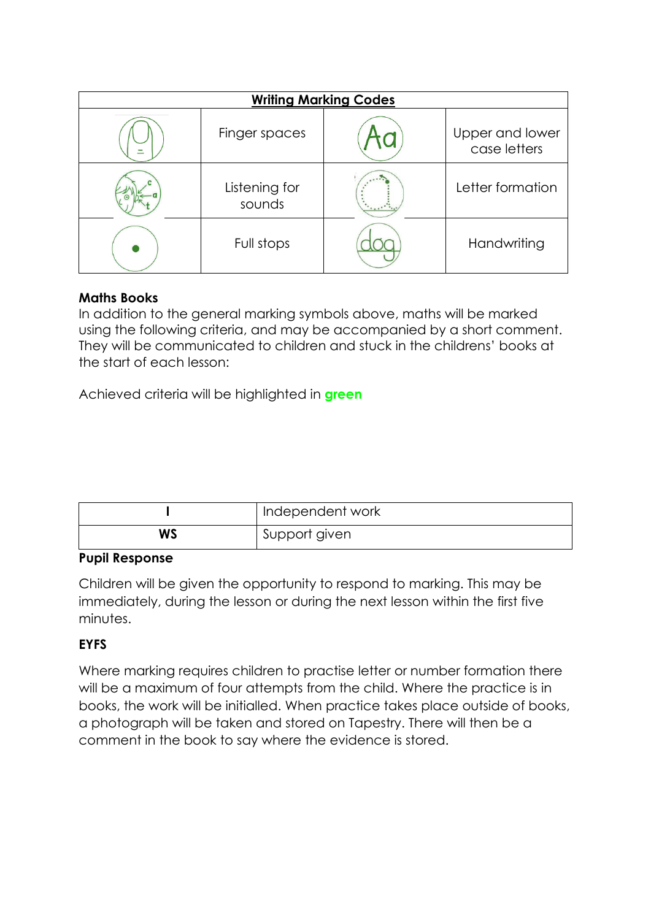| Writing Marking Codes | | | |
|---|---|---|---|
| | Finger spaces | Aa | Upper and lower case letters |
| | Listening for sounds | | Letter formation |
| | Full stops | dog | Handwriting |

**Maths Books**

In addition to the general marking symbols above, maths will be marked using the following criteria, and may be accompanied by a short comment. They will be communicated to children and stuck in the childrens' books at the start of each lesson:

Achieved criteria will be highlighted in **green**

| | |
|---|---|
| **I** | Independent work |
| **WS** | Support given |

**Pupil Response**

Children will be given the opportunity to respond to marking. This may be immediately, during the lesson or during the next lesson within the first five minutes.

**EYFS**

Where marking requires children to practise letter or number formation there will be a maximum of four attempts from the child. Where the practice is in books, the work will be initialled. When practice takes place outside of books, a photograph will be taken and stored on Tapestry. There will then be a comment in the book to say where the evidence is stored.